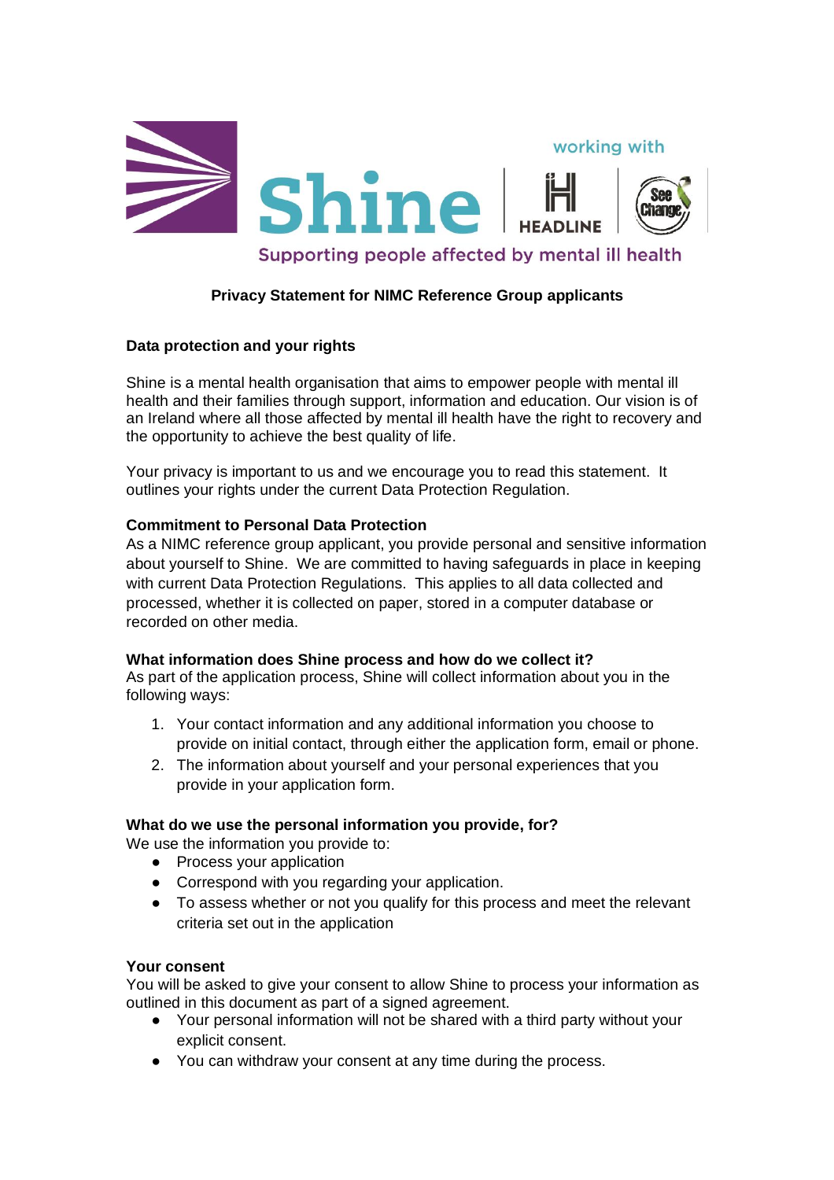Shine | HEADLINE | See Change

working with

Supporting people affected by mental ill health

# Privacy Statement for NIMC Reference Group applicants

## Data protection and your rights

Shine is a mental health organisation that aims to empower people with mental ill health and their families through support, information and education. Our vision is of an Ireland where all those affected by mental ill health have the right to recovery and the opportunity to achieve the best quality of life.

Your privacy is important to us and we encourage you to read this statement. It outlines your rights under the current Data Protection Regulation.

## Commitment to Personal Data Protection

As a NIMC reference group applicant, you provide personal and sensitive information about yourself to Shine. We are committed to having safeguards in place in keeping with current Data Protection Regulations. This applies to all data collected and processed, whether it is collected on paper, stored in a computer database or recorded on other media.

## What information does Shine process and how do we collect it?

As part of the application process, Shine will collect information about you in the following ways:

1. Your contact information and any additional information you choose to provide on initial contact, through either the application form, email or phone.
2. The information about yourself and your personal experiences that you provide in your application form.

## What do we use the personal information you provide, for?

We use the information you provide to:

- Process your application
- Correspond with you regarding your application.
- To assess whether or not you qualify for this process and meet the relevant criteria set out in the application

## Your consent

You will be asked to give your consent to allow Shine to process your information as outlined in this document as part of a signed agreement.

- Your personal information will not be shared with a third party without your explicit consent.
- You can withdraw your consent at any time during the process.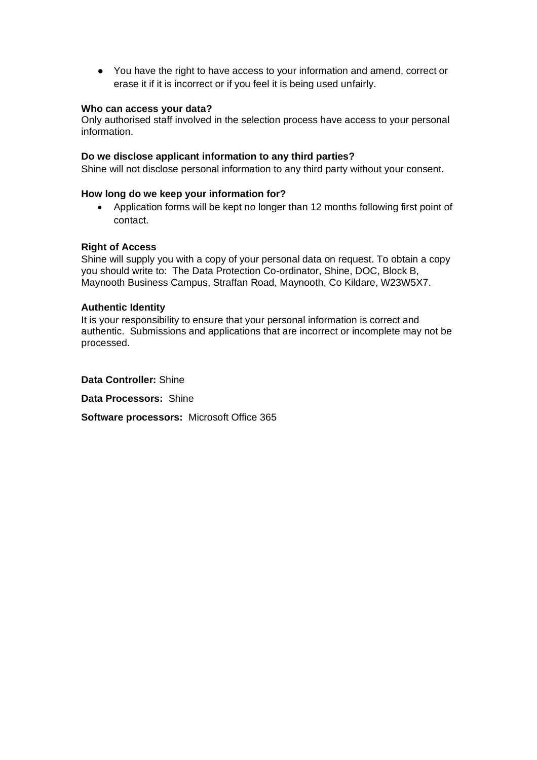- You have the right to have access to your information and amend, correct or erase it if it is incorrect or if you feel it is being used unfairly.

**Who can access your data?**
Only authorised staff involved in the selection process have access to your personal information.

**Do we disclose applicant information to any third parties?**
Shine will not disclose personal information to any third party without your consent.

**How long do we keep your information for?**

- Application forms will be kept no longer than 12 months following first point of contact.

**Right of Access**
Shine will supply you with a copy of your personal data on request. To obtain a copy you should write to: The Data Protection Co-ordinator, Shine, DOC, Block B, Maynooth Business Campus, Straffan Road, Maynooth, Co Kildare, W23W5X7.

**Authentic Identity**
It is your responsibility to ensure that your personal information is correct and authentic. Submissions and applications that are incorrect or incomplete may not be processed.

**Data Controller:** Shine

**Data Processors:** Shine

**Software processors:** Microsoft Office 365